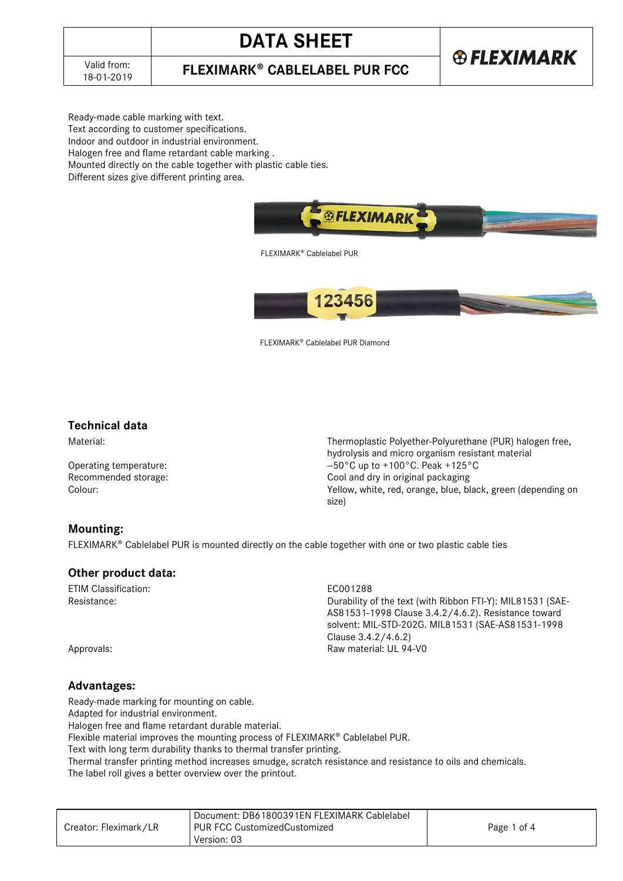# DATA SHEET

## FLEXIMARK® CABLELABEL PUR FCC

Valid from: 18-01-2019

Ready-made cable marking with text.
Text according to customer specifications.
Indoor and outdoor in industrial environment.
Halogen free and flame retardant cable marking .
Mounted directly on the cable together with plastic cable ties.
Different sizes give different printing area.

FLEXIMARK® Cablelabel PUR

FLEXIMARK® Cablelabel PUR Diamond

### Technical data

| | |
|---|---|
| Material: | Thermoplastic Polyether-Polyurethane (PUR) halogen free, hydrolysis and micro organism resistant material |
| Operating temperature: | –50°C up to +100°C. Peak +125°C |
| Recommended storage: | Cool and dry in original packaging |
| Colour: | Yellow, white, red, orange, blue, black, green (depending on size) |

### Mounting:

FLEXIMARK® Cablelabel PUR is mounted directly on the cable together with one or two plastic cable ties

### Other product data:

| | |
|---|---|
| ETIM Classification: | EC001288 |
| Resistance: | Durability of the text (with Ribbon FTI-Y): MIL81531 (SAE-AS81531-1998 Clause 3.4.2/4.6.2). Resistance toward solvent: MIL-STD-202G. MIL81531 (SAE-AS81531-1998 Clause 3.4.2/4.6.2) |
| Approvals: | Raw material: UL 94-V0 |

### Advantages:

Ready-made marking for mounting on cable.
Adapted for industrial environment.
Halogen free and flame retardant durable material.
Flexible material improves the mounting process of FLEXIMARK® Cablelabel PUR.
Text with long term durability thanks to thermal transfer printing.
Thermal transfer printing method increases smudge, scratch resistance and resistance to oils and chemicals.
The label roll gives a better overview over the printout.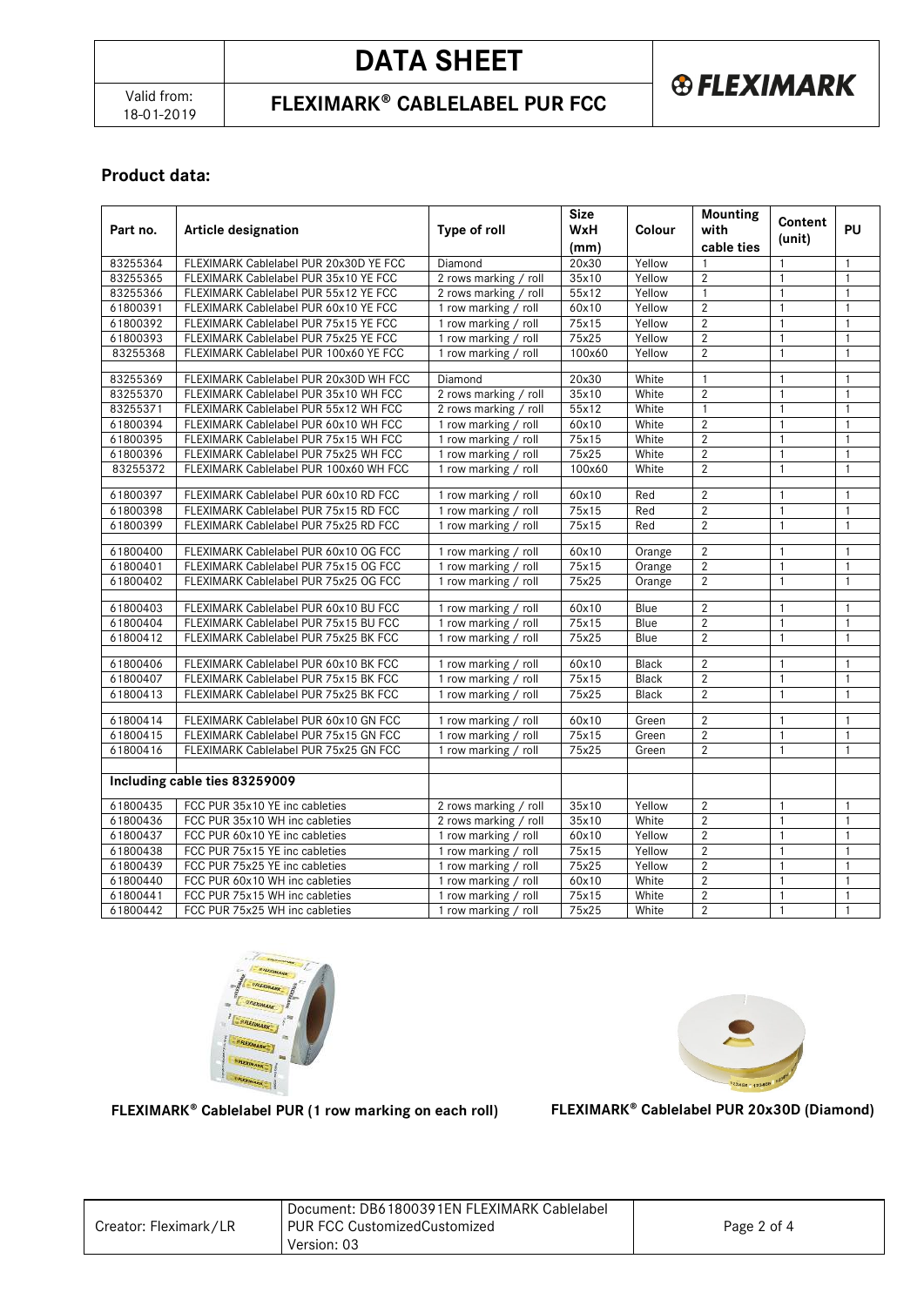# DATA SHEET

Valid from: 18-01-2019

## FLEXIMARK® CABLELABEL PUR FCC

### Product data:

| Part no. | Article designation | Type of roll | Size WxH (mm) | Colour | Mounting with cable ties | Content (unit) | PU |
|---|---|---|---|---|---|---|---|
| 83255364 | FLEXIMARK Cablelabel PUR 20x30D YE FCC | Diamond | 20x30 | Yellow | 1 | 1 | 1 |
| 83255365 | FLEXIMARK Cablelabel PUR 35x10 YE FCC | 2 rows marking / roll | 35x10 | Yellow | 2 | 1 | 1 |
| 83255366 | FLEXIMARK Cablelabel PUR 55x12 YE FCC | 2 rows marking / roll | 55x12 | Yellow | 1 | 1 | 1 |
| 61800391 | FLEXIMARK Cablelabel PUR 60x10 YE FCC | 1 row marking / roll | 60x10 | Yellow | 2 | 1 | 1 |
| 61800392 | FLEXIMARK Cablelabel PUR 75x15 YE FCC | 1 row marking / roll | 75x15 | Yellow | 2 | 1 | 1 |
| 61800393 | FLEXIMARK Cablelabel PUR 75x25 YE FCC | 1 row marking / roll | 75x25 | Yellow | 2 | 1 | 1 |
| 83255368 | FLEXIMARK Cablelabel PUR 100x60 YE FCC | 1 row marking / roll | 100x60 | Yellow | 2 | 1 | 1 |
| | | | | | | | |
| 83255369 | FLEXIMARK Cablelabel PUR 20x30D WH FCC | Diamond | 20x30 | White | 1 | 1 | 1 |
| 83255370 | FLEXIMARK Cablelabel PUR 35x10 WH FCC | 2 rows marking / roll | 35x10 | White | 2 | 1 | 1 |
| 83255371 | FLEXIMARK Cablelabel PUR 55x12 WH FCC | 2 rows marking / roll | 55x12 | White | 1 | 1 | 1 |
| 61800394 | FLEXIMARK Cablelabel PUR 60x10 WH FCC | 1 row marking / roll | 60x10 | White | 2 | 1 | 1 |
| 61800395 | FLEXIMARK Cablelabel PUR 75x15 WH FCC | 1 row marking / roll | 75x15 | White | 2 | 1 | 1 |
| 61800396 | FLEXIMARK Cablelabel PUR 75x25 WH FCC | 1 row marking / roll | 75x25 | White | 2 | 1 | 1 |
| 83255372 | FLEXIMARK Cablelabel PUR 100x60 WH FCC | 1 row marking / roll | 100x60 | White | 2 | 1 | 1 |
| | | | | | | | |
| 61800397 | FLEXIMARK Cablelabel PUR 60x10 RD FCC | 1 row marking / roll | 60x10 | Red | 2 | 1 | 1 |
| 61800398 | FLEXIMARK Cablelabel PUR 75x15 RD FCC | 1 row marking / roll | 75x15 | Red | 2 | 1 | 1 |
| 61800399 | FLEXIMARK Cablelabel PUR 75x25 RD FCC | 1 row marking / roll | 75x15 | Red | 2 | 1 | 1 |
| | | | | | | | |
| 61800400 | FLEXIMARK Cablelabel PUR 60x10 OG FCC | 1 row marking / roll | 60x10 | Orange | 2 | 1 | 1 |
| 61800401 | FLEXIMARK Cablelabel PUR 75x15 OG FCC | 1 row marking / roll | 75x15 | Orange | 2 | 1 | 1 |
| 61800402 | FLEXIMARK Cablelabel PUR 75x25 OG FCC | 1 row marking / roll | 75x25 | Orange | 2 | 1 | 1 |
| | | | | | | | |
| 61800403 | FLEXIMARK Cablelabel PUR 60x10 BU FCC | 1 row marking / roll | 60x10 | Blue | 2 | 1 | 1 |
| 61800404 | FLEXIMARK Cablelabel PUR 75x15 BU FCC | 1 row marking / roll | 75x15 | Blue | 2 | 1 | 1 |
| 61800412 | FLEXIMARK Cablelabel PUR 75x25 BK FCC | 1 row marking / roll | 75x25 | Blue | 2 | 1 | 1 |
| | | | | | | | |
| 61800406 | FLEXIMARK Cablelabel PUR 60x10 BK FCC | 1 row marking / roll | 60x10 | Black | 2 | 1 | 1 |
| 61800407 | FLEXIMARK Cablelabel PUR 75x15 BK FCC | 1 row marking / roll | 75x15 | Black | 2 | 1 | 1 |
| 61800413 | FLEXIMARK Cablelabel PUR 75x25 BK FCC | 1 row marking / roll | 75x25 | Black | 2 | 1 | 1 |
| | | | | | | | |
| 61800414 | FLEXIMARK Cablelabel PUR 60x10 GN FCC | 1 row marking / roll | 60x10 | Green | 2 | 1 | 1 |
| 61800415 | FLEXIMARK Cablelabel PUR 75x15 GN FCC | 1 row marking / roll | 75x15 | Green | 2 | 1 | 1 |
| 61800416 | FLEXIMARK Cablelabel PUR 75x25 GN FCC | 1 row marking / roll | 75x25 | Green | 2 | 1 | 1 |
| | | | | | | | |
| **Including cable ties 83259009** | | | | | | | |
| 61800435 | FCC PUR 35x10 YE inc cableties | 2 rows marking / roll | 35x10 | Yellow | 2 | 1 | 1 |
| 61800436 | FCC PUR 35x10 WH inc cableties | 2 rows marking / roll | 35x10 | White | 2 | 1 | 1 |
| 61800437 | FCC PUR 60x10 YE inc cableties | 1 row marking / roll | 60x10 | Yellow | 2 | 1 | 1 |
| 61800438 | FCC PUR 75x15 YE inc cableties | 1 row marking / roll | 75x15 | Yellow | 2 | 1 | 1 |
| 61800439 | FCC PUR 75x25 YE inc cableties | 1 row marking / roll | 75x25 | Yellow | 2 | 1 | 1 |
| 61800440 | FCC PUR 60x10 WH inc cableties | 1 row marking / roll | 60x10 | White | 2 | 1 | 1 |
| 61800441 | FCC PUR 75x15 WH inc cableties | 1 row marking / roll | 75x15 | White | 2 | 1 | 1 |
| 61800442 | FCC PUR 75x25 WH inc cableties | 1 row marking / roll | 75x25 | White | 2 | 1 | 1 |

**FLEXIMARK® Cablelabel PUR (1 row marking on each roll)**

**FLEXIMARK® Cablelabel PUR 20x30D (Diamond)**

| Creator: Fleximark/LR | Document: DB61800391EN FLEXIMARK Cablelabel PUR FCC CustomizedCustomized Version: 03 |
|---|---|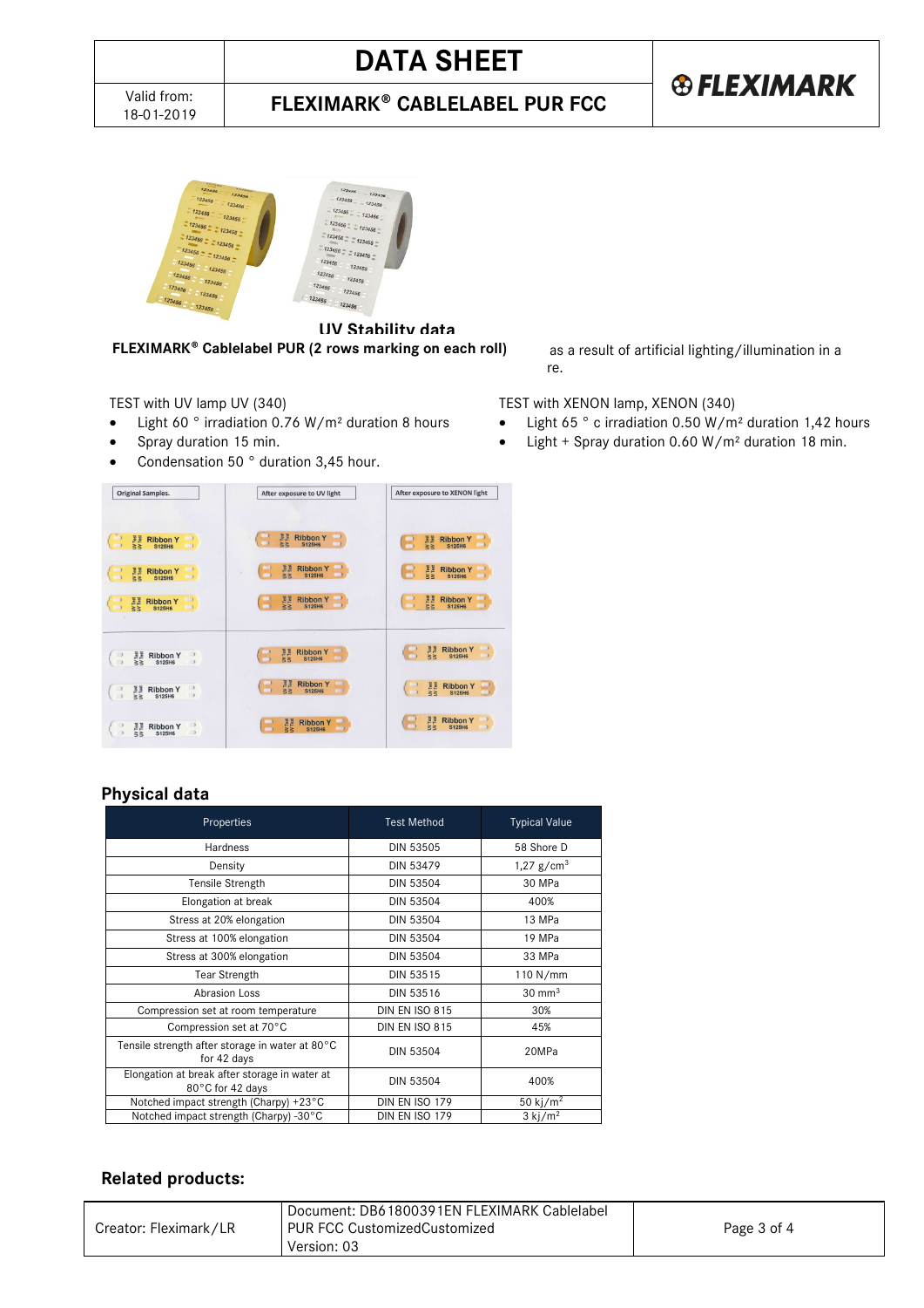FLEXIMARK® Cablelabel PUR (2 rows marking on each roll)

## UV Stability data

as a result of artificial lighting/illumination in a re.

TEST with UV lamp UV (340)

- Light 60 ° irradiation 0.76 W/m² duration 8 hours
- Spray duration 15 min.
- Condensation 50 ° duration 3,45 hour.

TEST with XENON lamp, XENON (340)

- Light 65 ° c irradiation 0.50 W/m² duration 1,42 hours
- Light + Spray duration 0.60 W/m² duration 18 min.

Original Samples. | After exposure to UV light | After exposure to XENON light

## Physical data

| Properties | Test Method | Typical Value |
|---|---|---|
| Hardness | DIN 53505 | 58 Shore D |
| Density | DIN 53479 | 1,27 g/cm³ |
| Tensile Strength | DIN 53504 | 30 MPa |
| Elongation at break | DIN 53504 | 400% |
| Stress at 20% elongation | DIN 53504 | 13 MPa |
| Stress at 100% elongation | DIN 53504 | 19 MPa |
| Stress at 300% elongation | DIN 53504 | 33 MPa |
| Tear Strength | DIN 53515 | 110 N/mm |
| Abrasion Loss | DIN 53516 | 30 mm³ |
| Compression set at room temperature | DIN EN ISO 815 | 30% |
| Compression set at 70°C | DIN EN ISO 815 | 45% |
| Tensile strength after storage in water at 80°C for 42 days | DIN 53504 | 20MPa |
| Elongation at break after storage in water at 80°C for 42 days | DIN 53504 | 400% |
| Notched impact strength (Charpy) +23°C | DIN EN ISO 179 | 50 kj/m² |
| Notched impact strength (Charpy) -30°C | DIN EN ISO 179 | 3 kj/m² |

## Related products: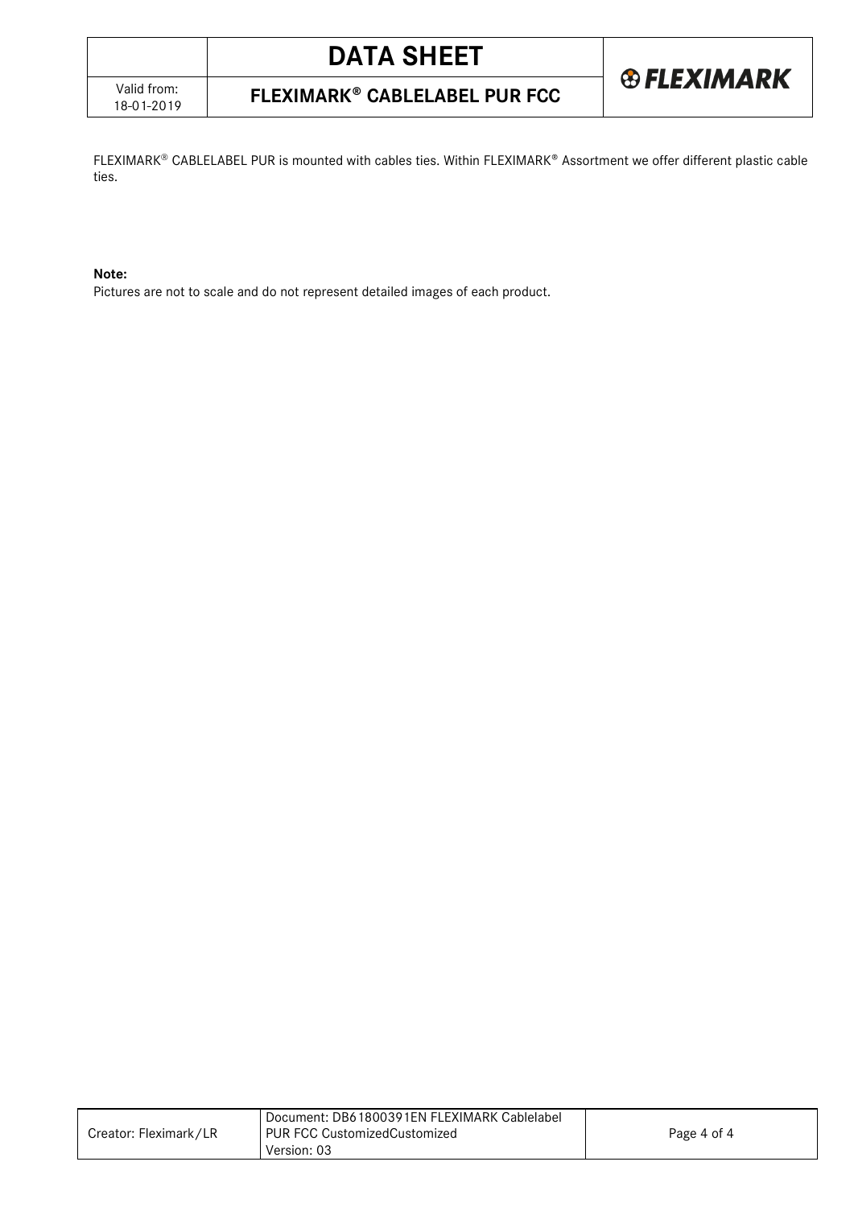FLEXIMARK® CABLELABEL PUR is mounted with cables ties. Within FLEXIMARK® Assortment we offer different plastic cable ties.

**Note:**
Pictures are not to scale and do not represent detailed images of each product.